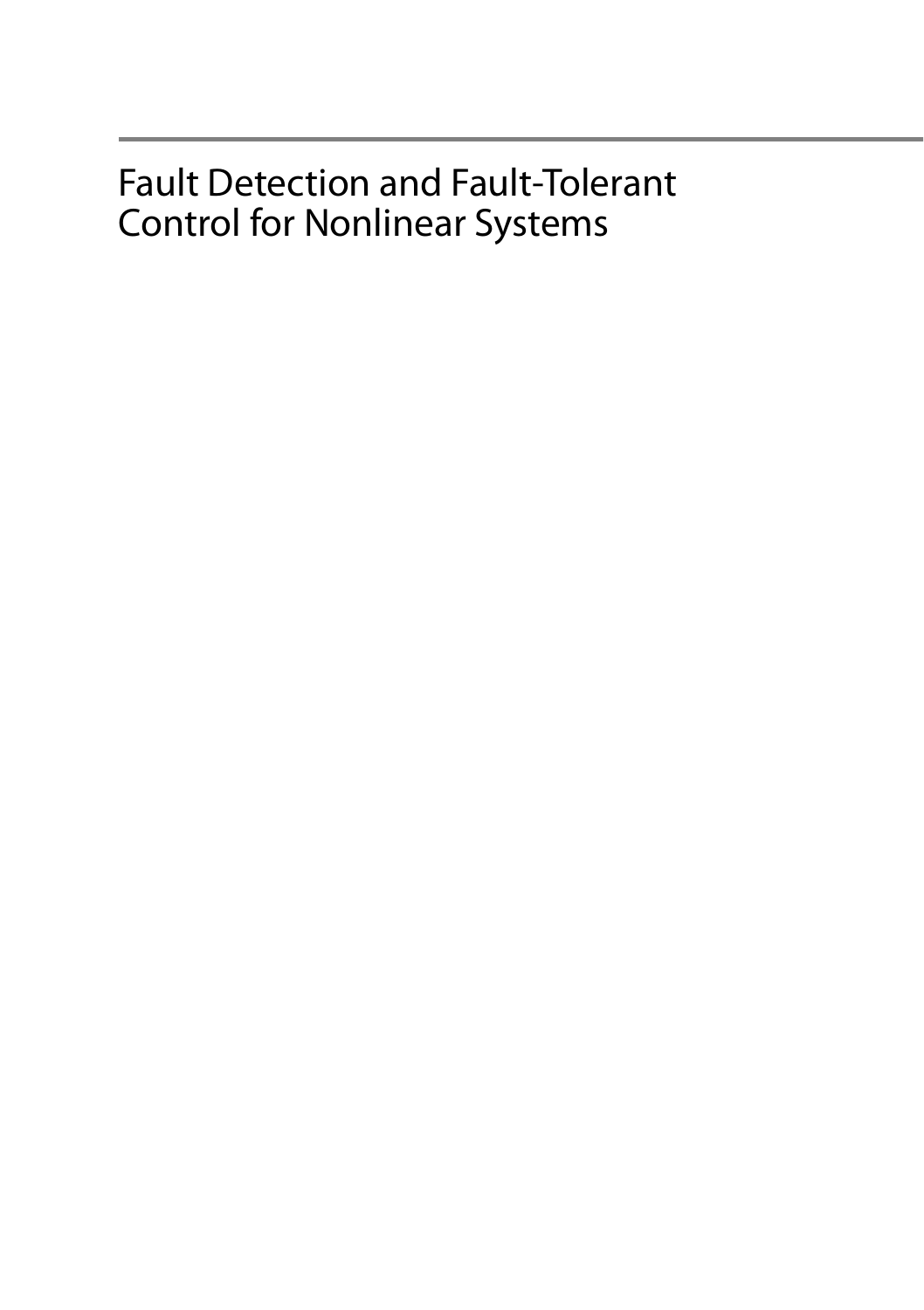# Fault Detection and Fault-Tolerant Control for Nonlinear Systems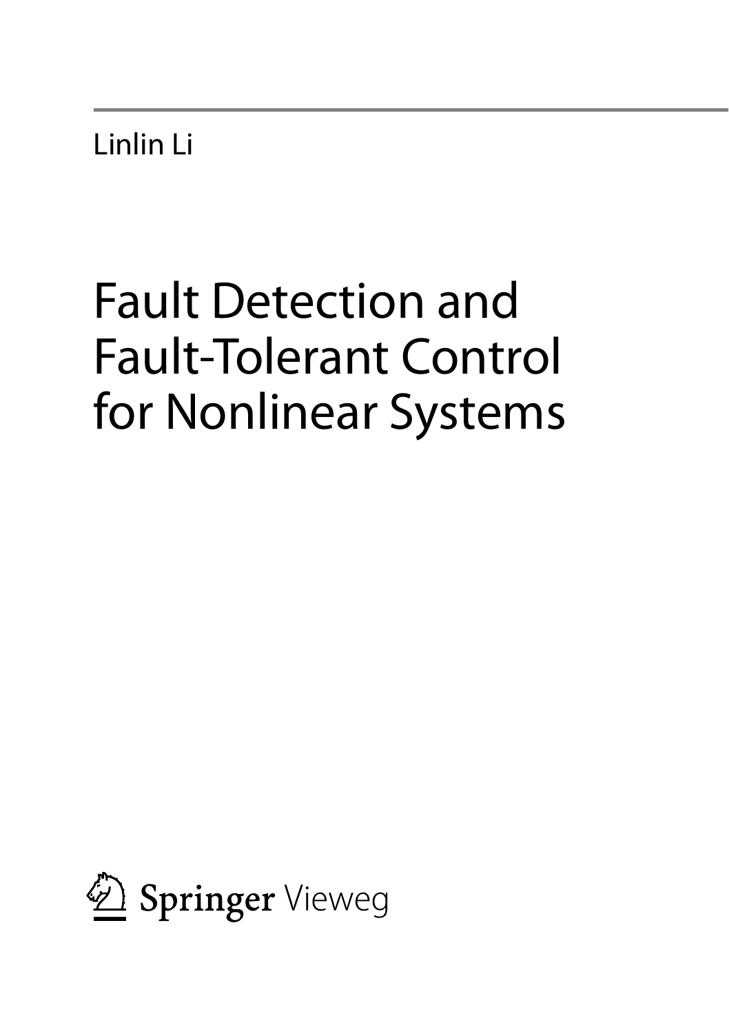Linlin Li

# Fault Detection and Fault-Tolerant Control for Nonlinear Systems

Springer Vieweg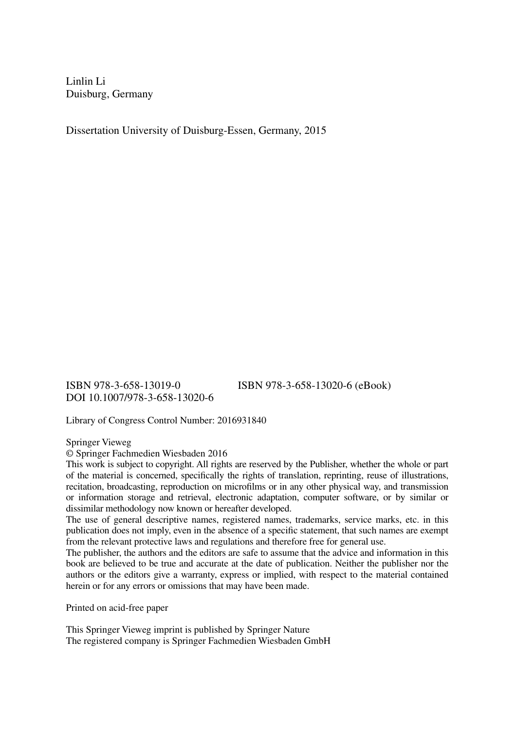Linlin Li
Duisburg, Germany

Dissertation University of Duisburg-Essen, Germany, 2015

ISBN 978-3-658-13019-0 ISBN 978-3-658-13020-6 (eBook)
DOI 10.1007/978-3-658-13020-6

Library of Congress Control Number: 2016931840

Springer Vieweg
© Springer Fachmedien Wiesbaden 2016
This work is subject to copyright. All rights are reserved by the Publisher, whether the whole or part of the material is concerned, specifically the rights of translation, reprinting, reuse of illustrations, recitation, broadcasting, reproduction on microfilms or in any other physical way, and transmission or information storage and retrieval, electronic adaptation, computer software, or by similar or dissimilar methodology now known or hereafter developed.
The use of general descriptive names, registered names, trademarks, service marks, etc. in this publication does not imply, even in the absence of a specific statement, that such names are exempt from the relevant protective laws and regulations and therefore free for general use.
The publisher, the authors and the editors are safe to assume that the advice and information in this book are believed to be true and accurate at the date of publication. Neither the publisher nor the authors or the editors give a warranty, express or implied, with respect to the material contained herein or for any errors or omissions that may have been made.

Printed on acid-free paper

This Springer Vieweg imprint is published by Springer Nature
The registered company is Springer Fachmedien Wiesbaden GmbH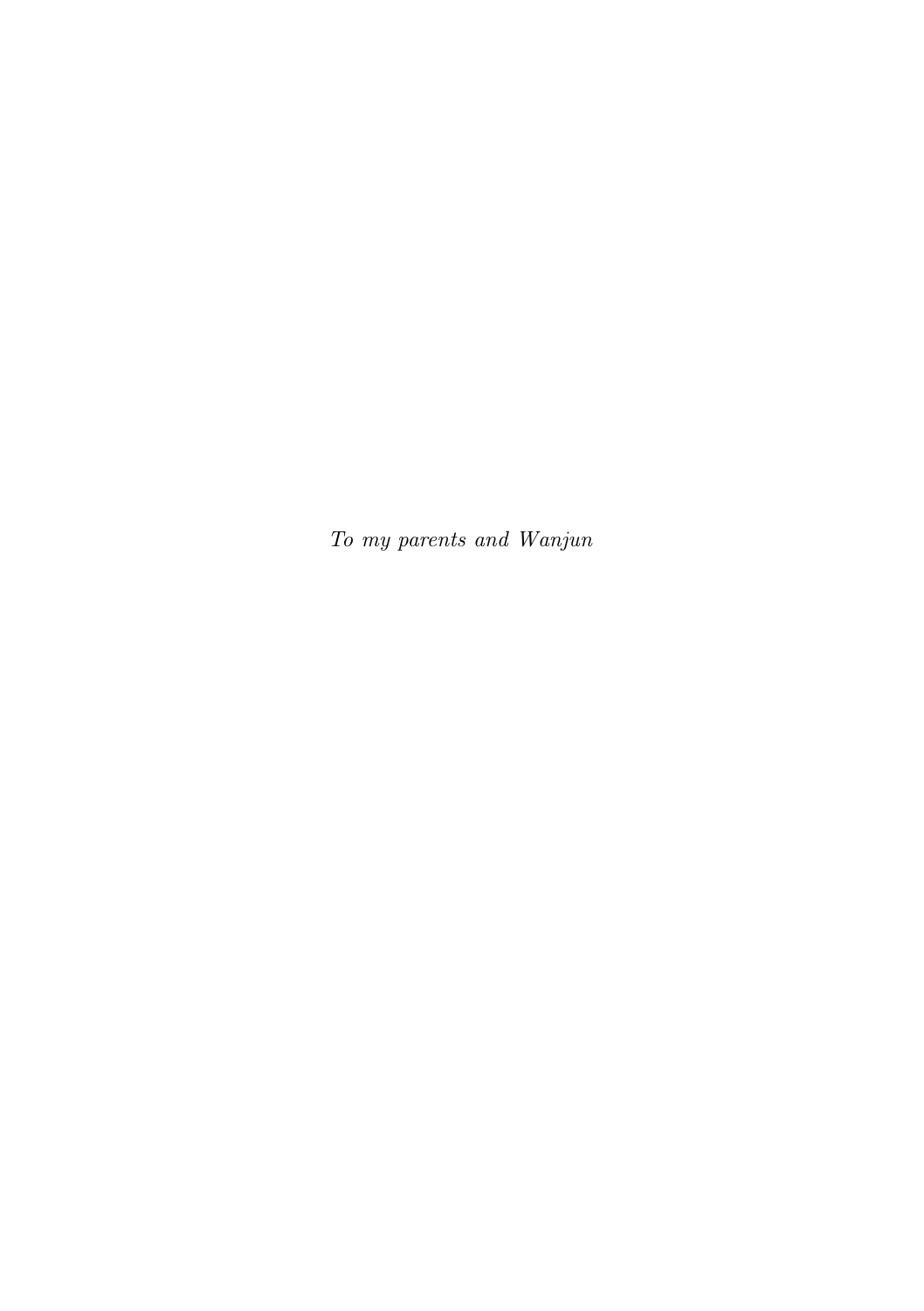*To my parents and Wanjun*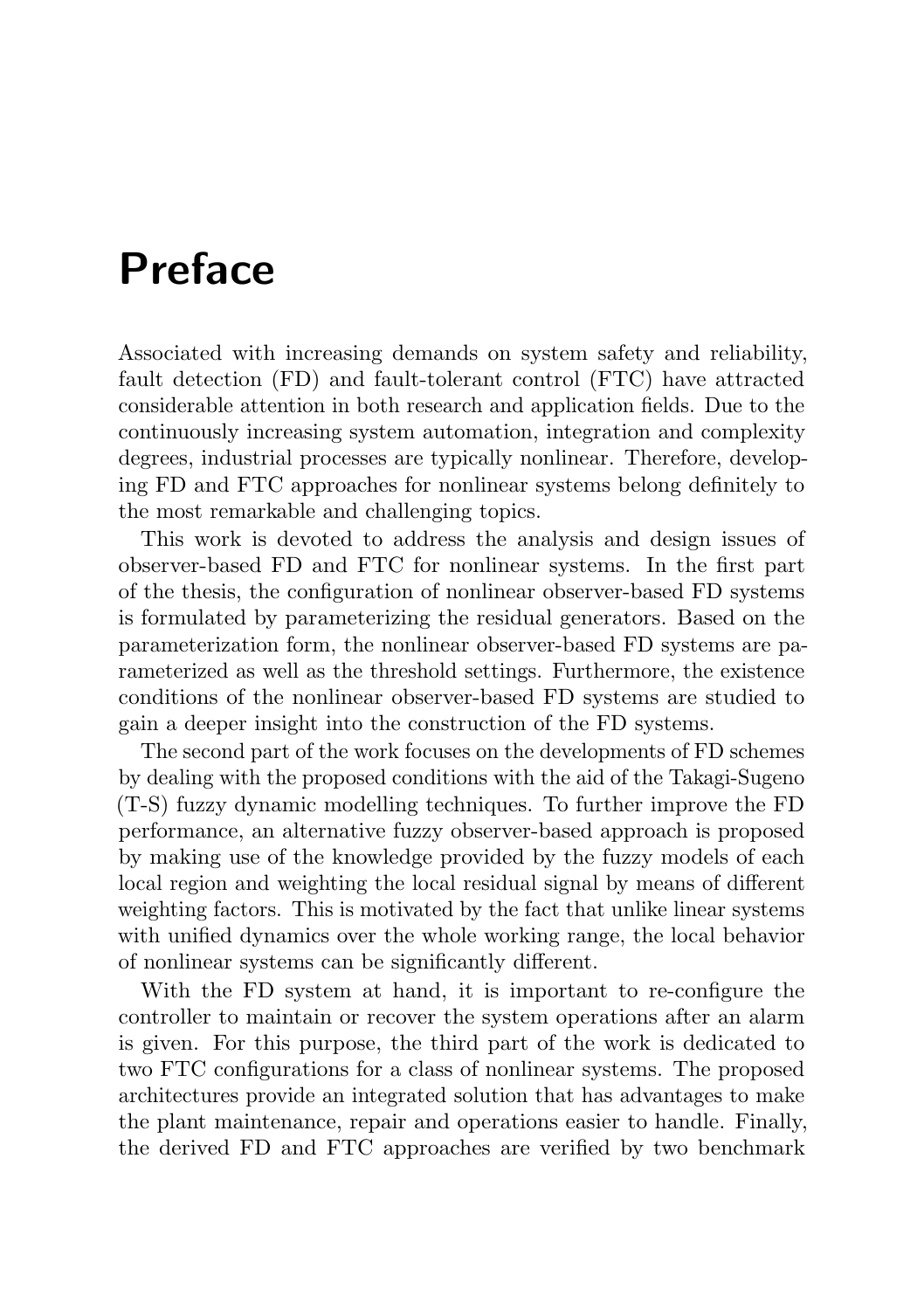# Preface

Associated with increasing demands on system safety and reliability, fault detection (FD) and fault-tolerant control (FTC) have attracted considerable attention in both research and application fields. Due to the continuously increasing system automation, integration and complexity degrees, industrial processes are typically nonlinear. Therefore, developing FD and FTC approaches for nonlinear systems belong definitely to the most remarkable and challenging topics.

This work is devoted to address the analysis and design issues of observer-based FD and FTC for nonlinear systems. In the first part of the thesis, the configuration of nonlinear observer-based FD systems is formulated by parameterizing the residual generators. Based on the parameterization form, the nonlinear observer-based FD systems are parameterized as well as the threshold settings. Furthermore, the existence conditions of the nonlinear observer-based FD systems are studied to gain a deeper insight into the construction of the FD systems.

The second part of the work focuses on the developments of FD schemes by dealing with the proposed conditions with the aid of the Takagi-Sugeno (T-S) fuzzy dynamic modelling techniques. To further improve the FD performance, an alternative fuzzy observer-based approach is proposed by making use of the knowledge provided by the fuzzy models of each local region and weighting the local residual signal by means of different weighting factors. This is motivated by the fact that unlike linear systems with unified dynamics over the whole working range, the local behavior of nonlinear systems can be significantly different.

With the FD system at hand, it is important to re-configure the controller to maintain or recover the system operations after an alarm is given. For this purpose, the third part of the work is dedicated to two FTC configurations for a class of nonlinear systems. The proposed architectures provide an integrated solution that has advantages to make the plant maintenance, repair and operations easier to handle. Finally, the derived FD and FTC approaches are verified by two benchmark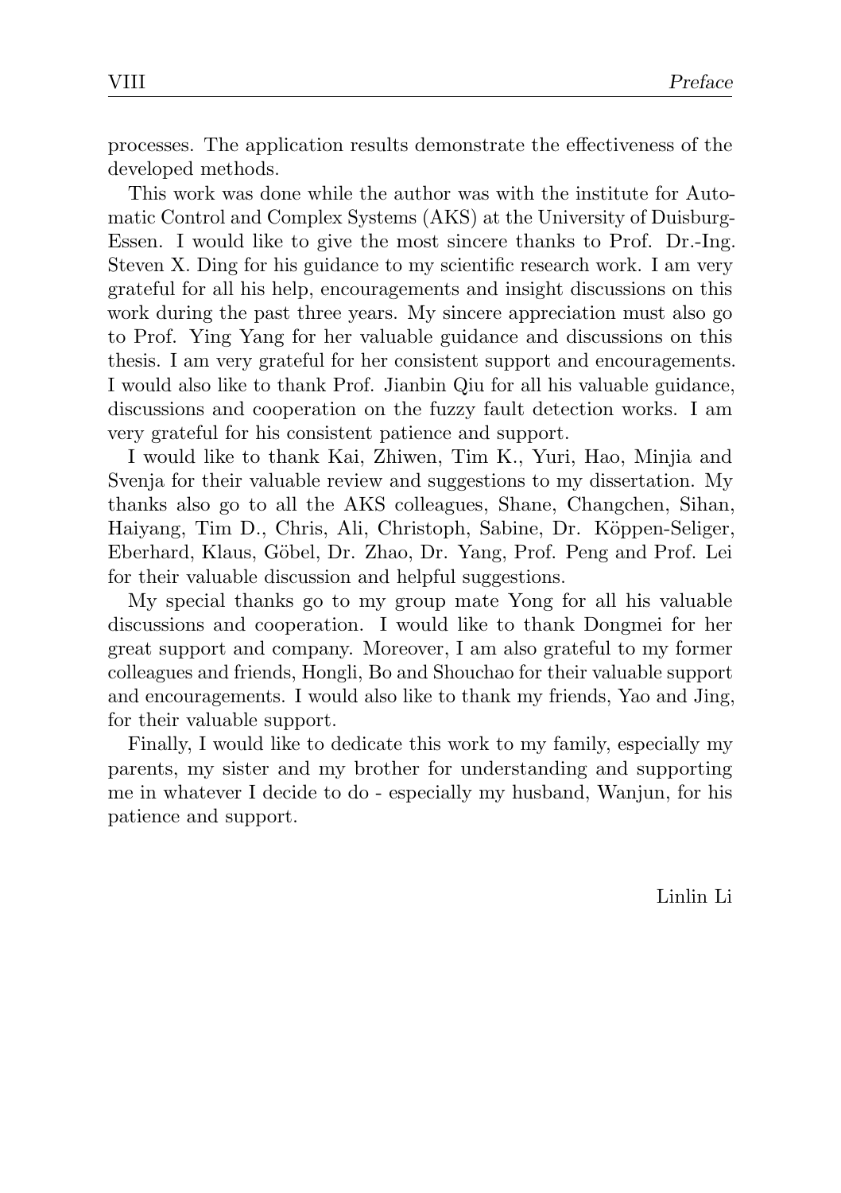processes. The application results demonstrate the effectiveness of the developed methods.

This work was done while the author was with the institute for Automatic Control and Complex Systems (AKS) at the University of Duisburg-Essen. I would like to give the most sincere thanks to Prof. Dr.-Ing. Steven X. Ding for his guidance to my scientific research work. I am very grateful for all his help, encouragements and insight discussions on this work during the past three years. My sincere appreciation must also go to Prof. Ying Yang for her valuable guidance and discussions on this thesis. I am very grateful for her consistent support and encouragements. I would also like to thank Prof. Jianbin Qiu for all his valuable guidance, discussions and cooperation on the fuzzy fault detection works. I am very grateful for his consistent patience and support.

I would like to thank Kai, Zhiwen, Tim K., Yuri, Hao, Minjia and Svenja for their valuable review and suggestions to my dissertation. My thanks also go to all the AKS colleagues, Shane, Changchen, Sihan, Haiyang, Tim D., Chris, Ali, Christoph, Sabine, Dr. Köppen-Seliger, Eberhard, Klaus, Göbel, Dr. Zhao, Dr. Yang, Prof. Peng and Prof. Lei for their valuable discussion and helpful suggestions.

My special thanks go to my group mate Yong for all his valuable discussions and cooperation. I would like to thank Dongmei for her great support and company. Moreover, I am also grateful to my former colleagues and friends, Hongli, Bo and Shouchao for their valuable support and encouragements. I would also like to thank my friends, Yao and Jing, for their valuable support.

Finally, I would like to dedicate this work to my family, especially my parents, my sister and my brother for understanding and supporting me in whatever I decide to do - especially my husband, Wanjun, for his patience and support.

Linlin Li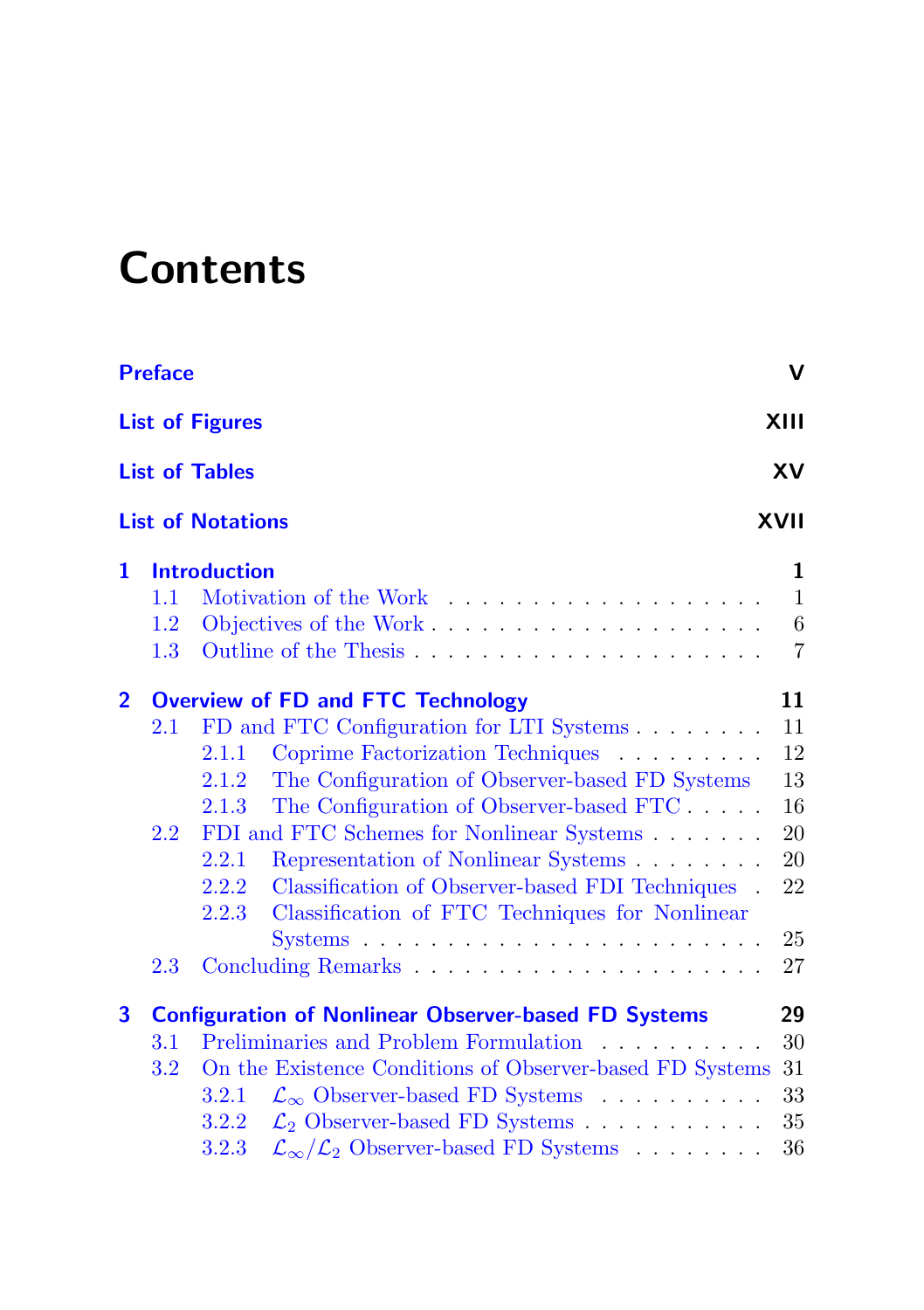# Contents

**Preface** V

**List of Figures** XIII

**List of Tables** XV

**List of Notations** XVII

**1 Introduction** 1

- 1.1 Motivation of the Work 1
- 1.2 Objectives of the Work 6
- 1.3 Outline of the Thesis 7

**2 Overview of FD and FTC Technology** 11

- 2.1 FD and FTC Configuration for LTI Systems 11
  - 2.1.1 Coprime Factorization Techniques 12
  - 2.1.2 The Configuration of Observer-based FD Systems 13
  - 2.1.3 The Configuration of Observer-based FTC 16
- 2.2 FDI and FTC Schemes for Nonlinear Systems 20
  - 2.2.1 Representation of Nonlinear Systems 20
  - 2.2.2 Classification of Observer-based FDI Techniques 22
  - 2.2.3 Classification of FTC Techniques for Nonlinear Systems 25
- 2.3 Concluding Remarks 27

**3 Configuration of Nonlinear Observer-based FD Systems** 29

- 3.1 Preliminaries and Problem Formulation 30
- 3.2 On the Existence Conditions of Observer-based FD Systems 31
  - 3.2.1 $\mathcal{L}_\infty$ Observer-based FD Systems 33
  - 3.2.2 $\mathcal{L}_2$ Observer-based FD Systems 35
  - 3.2.3 $\mathcal{L}_\infty/\mathcal{L}_2$ Observer-based FD Systems 36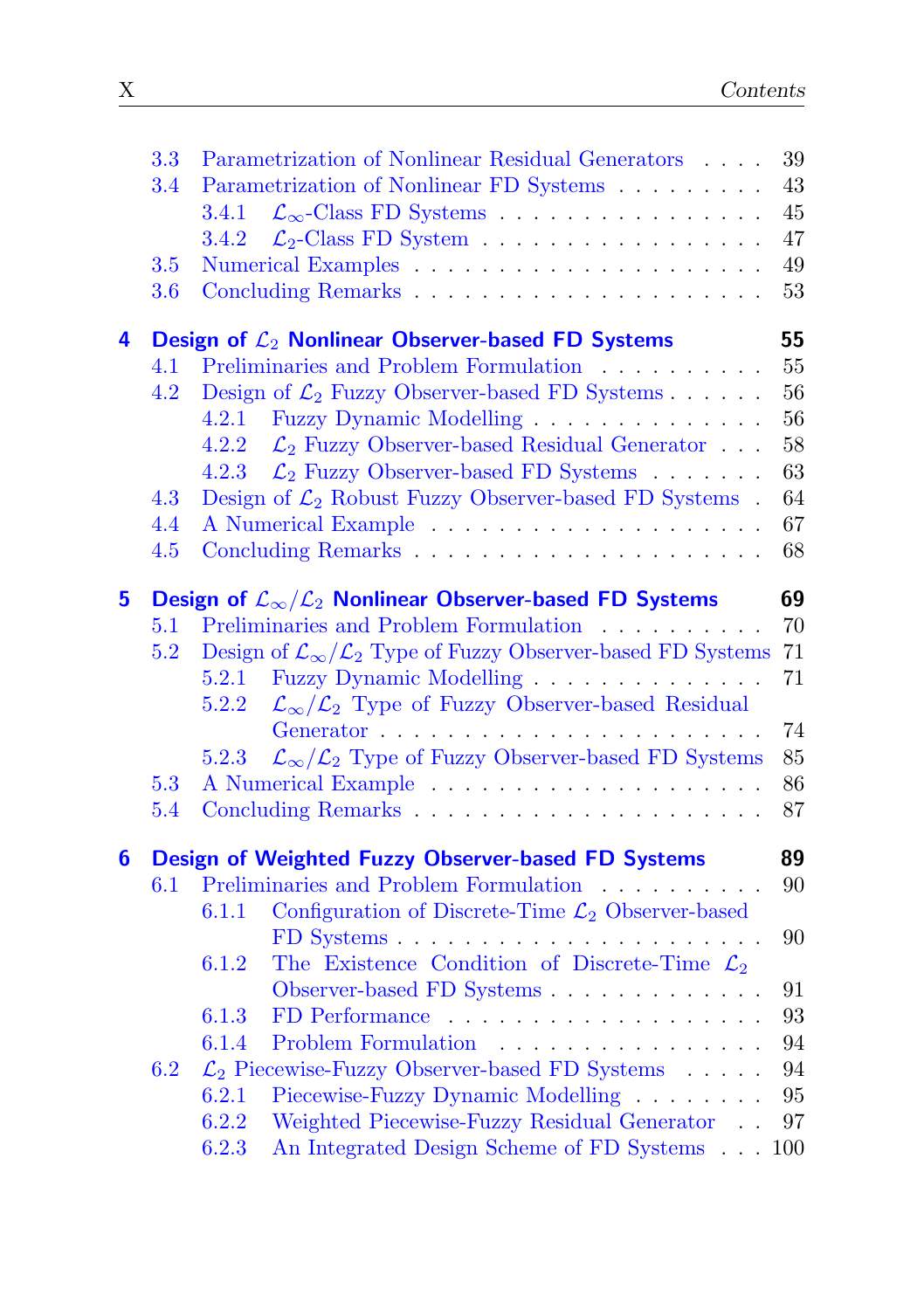3.3 Parametrization of Nonlinear Residual Generators . . . . 39
3.4 Parametrization of Nonlinear FD Systems . . . . . . . . . 43
  3.4.1 $\mathcal{L}_\infty$-Class FD Systems . . . . . . . . . . . . . . . . 45
  3.4.2 $\mathcal{L}_2$-Class FD System . . . . . . . . . . . . . . . . 47
3.5 Numerical Examples . . . . . . . . . . . . . . . . . . . . 49
3.6 Concluding Remarks . . . . . . . . . . . . . . . . . . . . 53

**4 Design of $\mathcal{L}_2$ Nonlinear Observer-based FD Systems 55**

4.1 Preliminaries and Problem Formulation . . . . . . . . . . 55
4.2 Design of $\mathcal{L}_2$ Fuzzy Observer-based FD Systems . . . . . . 56
  4.2.1 Fuzzy Dynamic Modelling . . . . . . . . . . . . . . 56
  4.2.2 $\mathcal{L}_2$ Fuzzy Observer-based Residual Generator . . . 58
  4.2.3 $\mathcal{L}_2$ Fuzzy Observer-based FD Systems . . . . . . . 63
4.3 Design of $\mathcal{L}_2$ Robust Fuzzy Observer-based FD Systems . 64
4.4 A Numerical Example . . . . . . . . . . . . . . . . . . . 67
4.5 Concluding Remarks . . . . . . . . . . . . . . . . . . . . 68

**5 Design of $\mathcal{L}_\infty/\mathcal{L}_2$ Nonlinear Observer-based FD Systems 69**

5.1 Preliminaries and Problem Formulation . . . . . . . . . . 70
5.2 Design of $\mathcal{L}_\infty/\mathcal{L}_2$ Type of Fuzzy Observer-based FD Systems 71
  5.2.1 Fuzzy Dynamic Modelling . . . . . . . . . . . . . . 71
  5.2.2 $\mathcal{L}_\infty/\mathcal{L}_2$ Type of Fuzzy Observer-based Residual Generator . . . . . . . . . . . . . . . . . . . . . . . 74
  5.2.3 $\mathcal{L}_\infty/\mathcal{L}_2$ Type of Fuzzy Observer-based FD Systems 85
5.3 A Numerical Example . . . . . . . . . . . . . . . . . . . 86
5.4 Concluding Remarks . . . . . . . . . . . . . . . . . . . . 87

**6 Design of Weighted Fuzzy Observer-based FD Systems 89**

6.1 Preliminaries and Problem Formulation . . . . . . . . . . 90
  6.1.1 Configuration of Discrete-Time $\mathcal{L}_2$ Observer-based FD Systems . . . . . . . . . . . . . . . . . . . . . . 90
  6.1.2 The Existence Condition of Discrete-Time $\mathcal{L}_2$ Observer-based FD Systems . . . . . . . . . . . . . 91
  6.1.3 FD Performance . . . . . . . . . . . . . . . . . . . 93
  6.1.4 Problem Formulation . . . . . . . . . . . . . . . . 94
6.2 $\mathcal{L}_2$ Piecewise-Fuzzy Observer-based FD Systems . . . . . 94
  6.2.1 Piecewise-Fuzzy Dynamic Modelling . . . . . . . . 95
  6.2.2 Weighted Piecewise-Fuzzy Residual Generator . . 97
  6.2.3 An Integrated Design Scheme of FD Systems . . . 100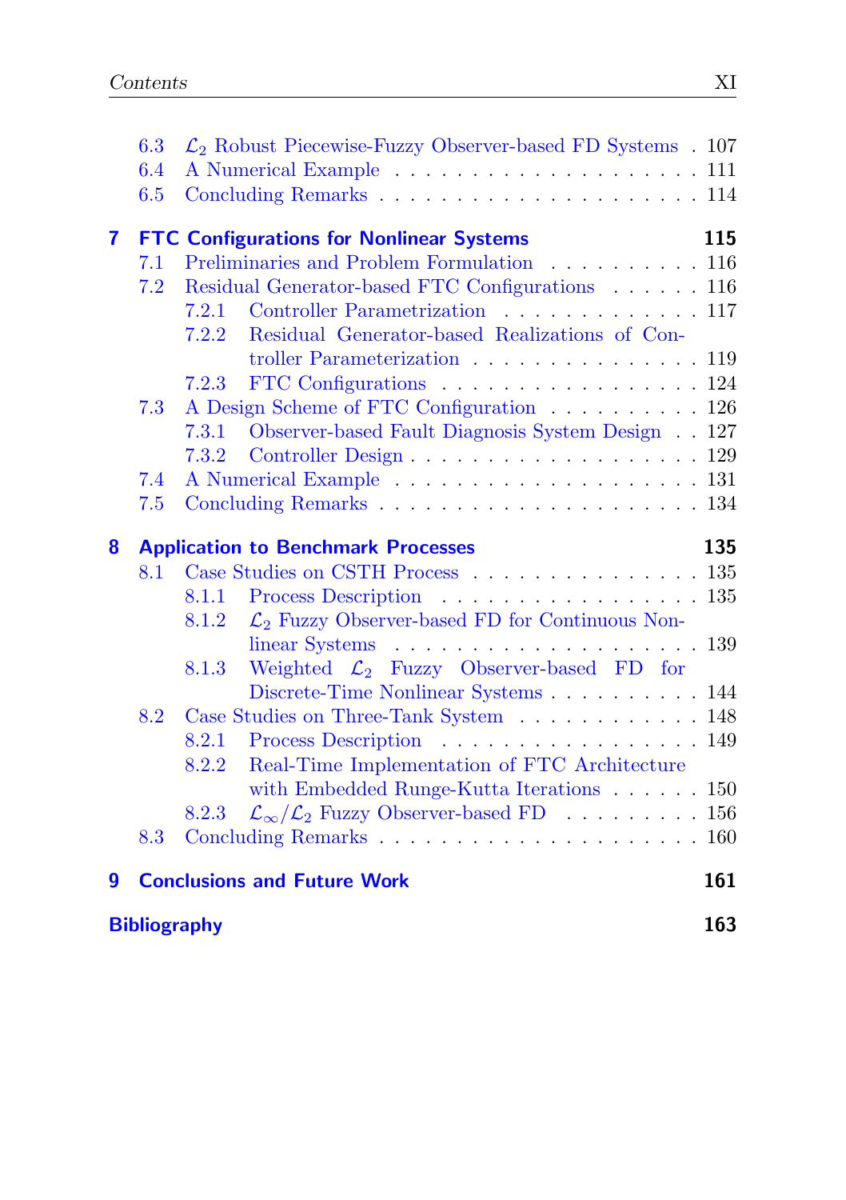6.3 $\mathcal{L}_2$ Robust Piecewise-Fuzzy Observer-based FD Systems . 107
6.4 A Numerical Example . . . . . . . . . . . . . . . . . . . . 111
6.5 Concluding Remarks . . . . . . . . . . . . . . . . . . . . 114

**7 FTC Configurations for Nonlinear Systems** **115**
7.1 Preliminaries and Problem Formulation . . . . . . . . . . 116
7.2 Residual Generator-based FTC Configurations . . . . . . 116
7.2.1 Controller Parametrization . . . . . . . . . . . . . 117
7.2.2 Residual Generator-based Realizations of Controller Parameterization . . . . . . . . . . . . . . . 119
7.2.3 FTC Configurations . . . . . . . . . . . . . . . . 124
7.3 A Design Scheme of FTC Configuration . . . . . . . . . . 126
7.3.1 Observer-based Fault Diagnosis System Design . . 127
7.3.2 Controller Design . . . . . . . . . . . . . . . . . . . 129
7.4 A Numerical Example . . . . . . . . . . . . . . . . . . . . 131
7.5 Concluding Remarks . . . . . . . . . . . . . . . . . . . . 134

**8 Application to Benchmark Processes** **135**
8.1 Case Studies on CSTH Process . . . . . . . . . . . . . . . 135
8.1.1 Process Description . . . . . . . . . . . . . . . . . 135
8.1.2 $\mathcal{L}_2$ Fuzzy Observer-based FD for Continuous Nonlinear Systems . . . . . . . . . . . . . . . . . . . . . 139
8.1.3 Weighted $\mathcal{L}_2$ Fuzzy Observer-based FD for Discrete-Time Nonlinear Systems . . . . . . . . . . 144
8.2 Case Studies on Three-Tank System . . . . . . . . . . . . 148
8.2.1 Process Description . . . . . . . . . . . . . . . . . 149
8.2.2 Real-Time Implementation of FTC Architecture with Embedded Runge-Kutta Iterations . . . . . . 150
8.2.3 $\mathcal{L}_\infty/\mathcal{L}_2$ Fuzzy Observer-based FD . . . . . . . . . 156
8.3 Concluding Remarks . . . . . . . . . . . . . . . . . . . . 160

**9 Conclusions and Future Work** **161**

**Bibliography** **163**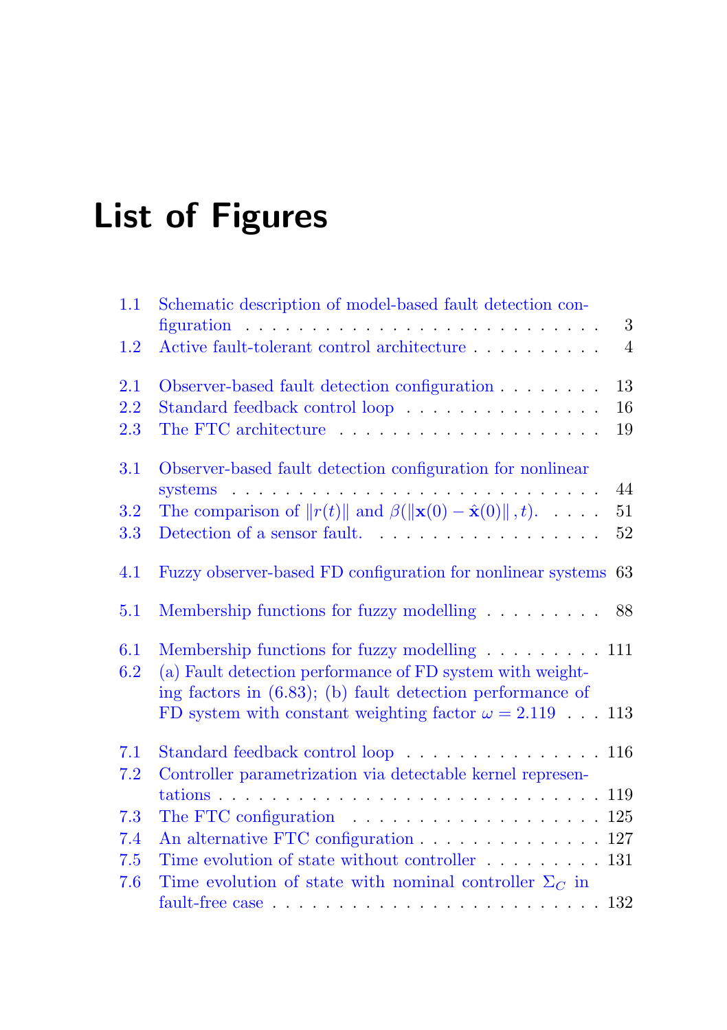# List of Figures

1.1 Schematic description of model-based fault detection configuration . . . . . . . . . . . . . . . . . . . . . . . . . . 3
1.2 Active fault-tolerant control architecture . . . . . . . . . . 4

2.1 Observer-based fault detection configuration . . . . . . . . 13
2.2 Standard feedback control loop . . . . . . . . . . . . . . . 16
2.3 The FTC architecture . . . . . . . . . . . . . . . . . . . . 19

3.1 Observer-based fault detection configuration for nonlinear systems . . . . . . . . . . . . . . . . . . . . . . . . . . 44
3.2 The comparison of $\|r(t)\|$ and $\beta(\|\mathbf{x}(0) - \hat{\mathbf{x}}(0)\|, t)$. . . . . 51
3.3 Detection of a sensor fault. . . . . . . . . . . . . . . . . . 52

4.1 Fuzzy observer-based FD configuration for nonlinear systems 63

5.1 Membership functions for fuzzy modelling . . . . . . . . . 88

6.1 Membership functions for fuzzy modelling . . . . . . . . . 111
6.2 (a) Fault detection performance of FD system with weighting factors in (6.83); (b) fault detection performance of FD system with constant weighting factor $\omega = 2.119$ . . . 113

7.1 Standard feedback control loop . . . . . . . . . . . . . . . 116
7.2 Controller parametrization via detectable kernel representations . . . . . . . . . . . . . . . . . . . . . . . . . . . . 119
7.3 The FTC configuration . . . . . . . . . . . . . . . . . . . 125
7.4 An alternative FTC configuration . . . . . . . . . . . . . . 127
7.5 Time evolution of state without controller . . . . . . . . . 131
7.6 Time evolution of state with nominal controller $\Sigma_C$ in fault-free case . . . . . . . . . . . . . . . . . . . . . . . . 132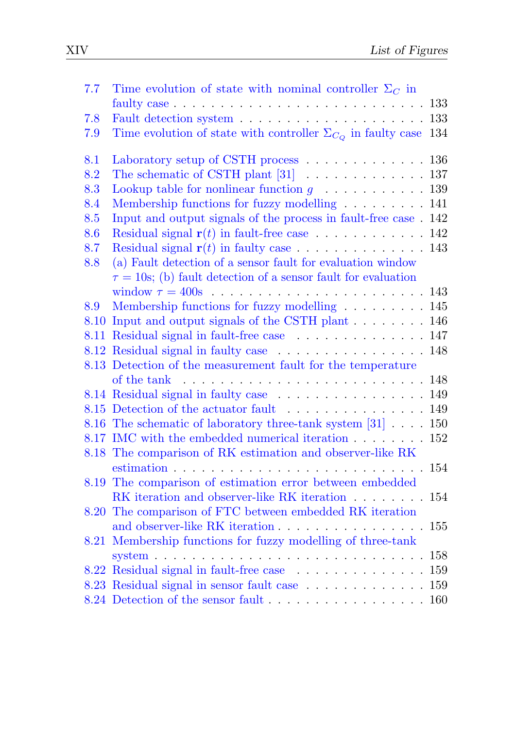7.7 Time evolution of state with nominal controller $\Sigma_C$ in faulty case . . . 133
7.8 Fault detection system . . . 133
7.9 Time evolution of state with controller $\Sigma_{C_Q}$ in faulty case 134

8.1 Laboratory setup of CSTH process . . . 136
8.2 The schematic of CSTH plant [31] . . . 137
8.3 Lookup table for nonlinear function $g$ . . . 139
8.4 Membership functions for fuzzy modelling . . . 141
8.5 Input and output signals of the process in fault-free case . 142
8.6 Residual signal $\mathbf{r}(t)$ in fault-free case . . . 142
8.7 Residual signal $\mathbf{r}(t)$ in faulty case . . . 143
8.8 (a) Fault detection of a sensor fault for evaluation window $\tau = 10$s; (b) fault detection of a sensor fault for evaluation window $\tau = 400$s . . . 143
8.9 Membership functions for fuzzy modelling . . . 145
8.10 Input and output signals of the CSTH plant . . . 146
8.11 Residual signal in fault-free case . . . 147
8.12 Residual signal in faulty case . . . 148
8.13 Detection of the measurement fault for the temperature of the tank . . . 148
8.14 Residual signal in faulty case . . . 149
8.15 Detection of the actuator fault . . . 149
8.16 The schematic of laboratory three-tank system [31] . . . 150
8.17 IMC with the embedded numerical iteration . . . 152
8.18 The comparison of RK estimation and observer-like RK estimation . . . 154
8.19 The comparison of estimation error between embedded RK iteration and observer-like RK iteration . . . 154
8.20 The comparison of FTC between embedded RK iteration and observer-like RK iteration . . . 155
8.21 Membership functions for fuzzy modelling of three-tank system . . . 158
8.22 Residual signal in fault-free case . . . 159
8.23 Residual signal in sensor fault case . . . 159
8.24 Detection of the sensor fault . . . 160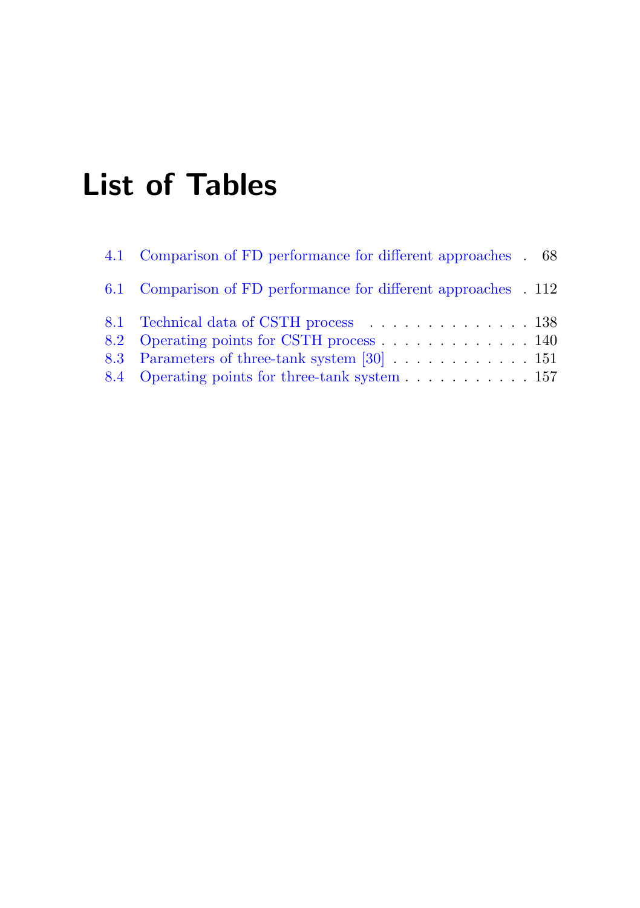# List of Tables

4.1 Comparison of FD performance for different approaches . 68

6.1 Comparison of FD performance for different approaches . 112

8.1 Technical data of CSTH process . . . . . . . . . . . . . . . 138
8.2 Operating points for CSTH process . . . . . . . . . . . . . 140
8.3 Parameters of three-tank system [30] . . . . . . . . . . . . 151
8.4 Operating points for three-tank system . . . . . . . . . . . 157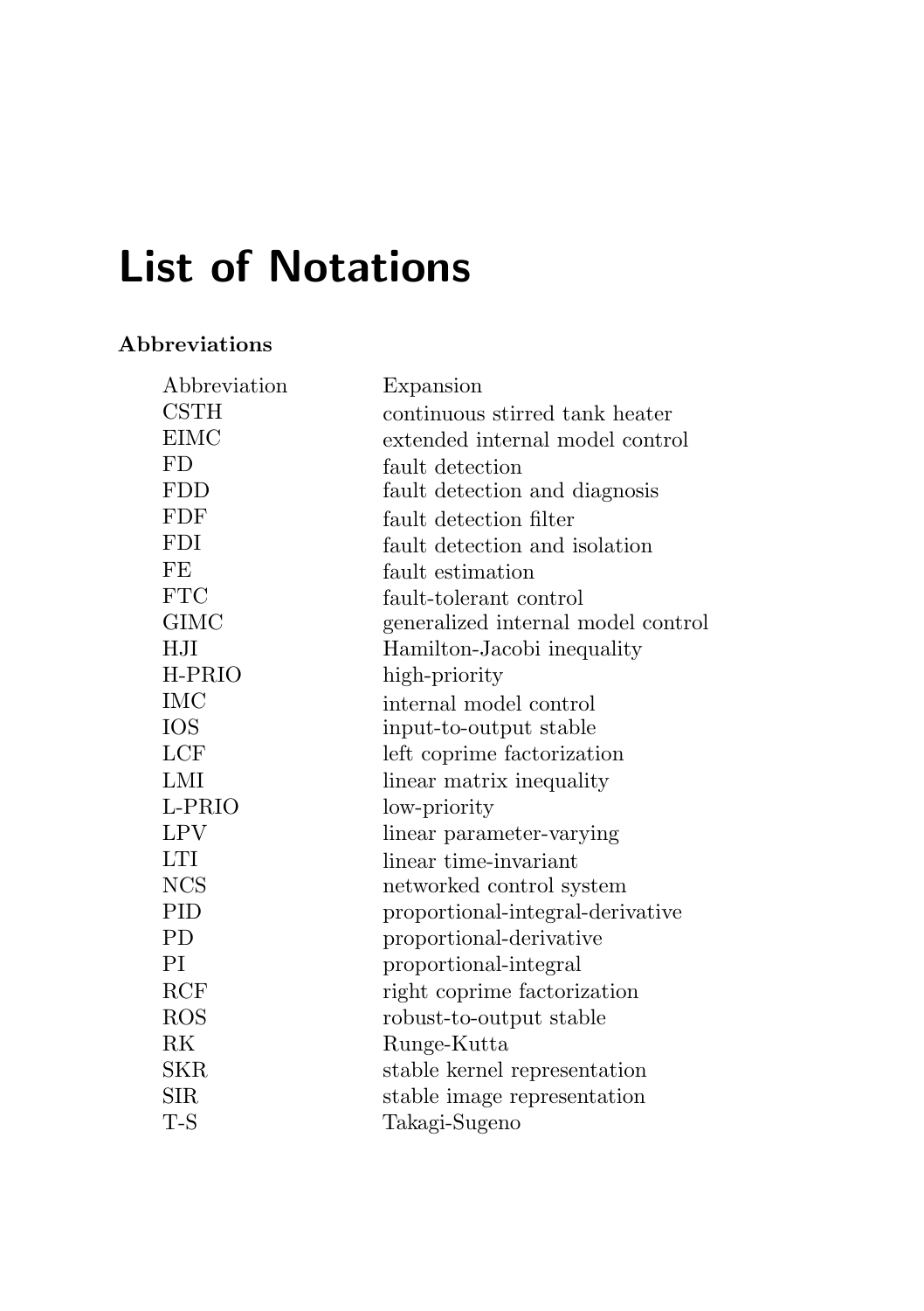# List of Notations

### Abbreviations

| Abbreviation | Expansion |
|---|---|
| CSTH | continuous stirred tank heater |
| EIMC | extended internal model control |
| FD | fault detection |
| FDD | fault detection and diagnosis |
| FDF | fault detection filter |
| FDI | fault detection and isolation |
| FE | fault estimation |
| FTC | fault-tolerant control |
| GIMC | generalized internal model control |
| HJI | Hamilton-Jacobi inequality |
| H-PRIO | high-priority |
| IMC | internal model control |
| IOS | input-to-output stable |
| LCF | left coprime factorization |
| LMI | linear matrix inequality |
| L-PRIO | low-priority |
| LPV | linear parameter-varying |
| LTI | linear time-invariant |
| NCS | networked control system |
| PID | proportional-integral-derivative |
| PD | proportional-derivative |
| PI | proportional-integral |
| RCF | right coprime factorization |
| ROS | robust-to-output stable |
| RK | Runge-Kutta |
| SKR | stable kernel representation |
| SIR | stable image representation |
| T-S | Takagi-Sugeno |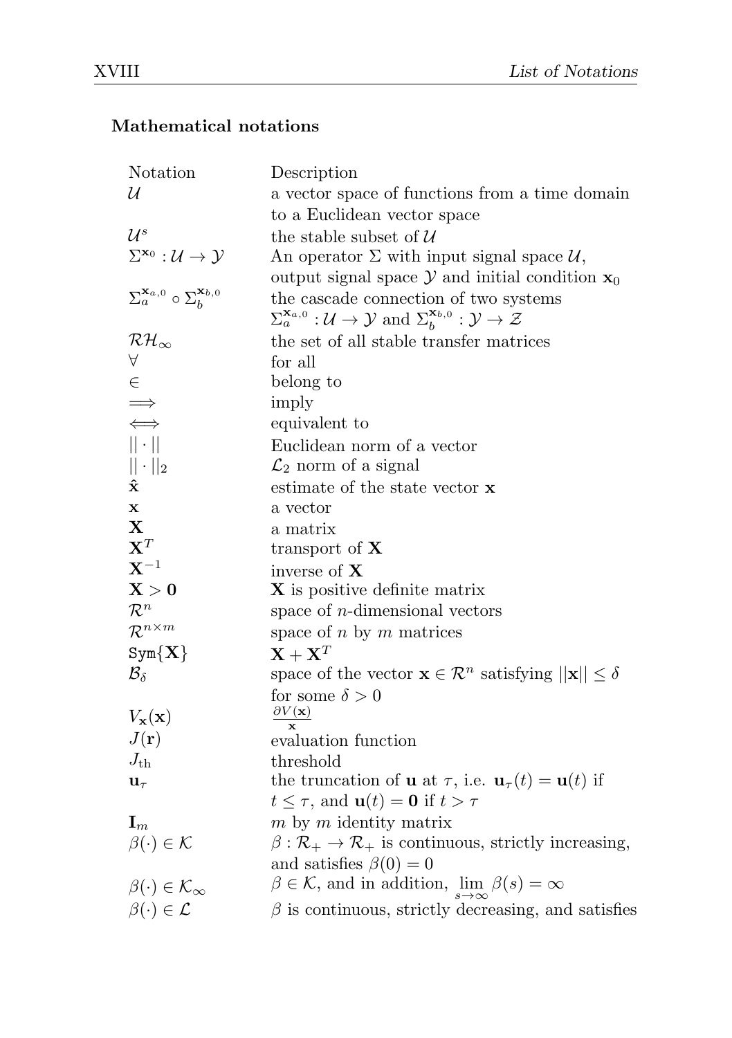### Mathematical notations

| Notation | Description |
|---|---|
| $\mathcal{U}$ | a vector space of functions from a time domain to a Euclidean vector space |
| $\mathcal{U}^s$ | the stable subset of $\mathcal{U}$ |
| $\Sigma^{\mathbf{x}_0} : \mathcal{U} \to \mathcal{Y}$ | An operator $\Sigma$ with input signal space $\mathcal{U}$, output signal space $\mathcal{Y}$ and initial condition $\mathbf{x}_0$ |
| $\Sigma_a^{\mathbf{x}_{a,0}} \circ \Sigma_b^{\mathbf{x}_{b,0}}$ | the cascade connection of two systems $\Sigma_a^{\mathbf{x}_{a,0}} : \mathcal{U} \to \mathcal{Y}$ and $\Sigma_b^{\mathbf{x}_{b,0}} : \mathcal{Y} \to \mathcal{Z}$ |
| $\mathcal{RH}_\infty$ | the set of all stable transfer matrices |
| $\forall$ | for all |
| $\in$ | belong to |
| $\Longrightarrow$ | imply |
| $\Longleftrightarrow$ | equivalent to |
| $\|\cdot\|$ | Euclidean norm of a vector |
| $\|\cdot\|_2$ | $\mathcal{L}_2$ norm of a signal |
| $\hat{\mathbf{x}}$ | estimate of the state vector $\mathbf{x}$ |
| $\mathbf{x}$ | a vector |
| $\mathbf{X}$ | a matrix |
| $\mathbf{X}^T$ | transport of $\mathbf{X}$ |
| $\mathbf{X}^{-1}$ | inverse of $\mathbf{X}$ |
| $\mathbf{X} > \mathbf{0}$ | $\mathbf{X}$ is positive definite matrix |
| $\mathcal{R}^n$ | space of $n$-dimensional vectors |
| $\mathcal{R}^{n \times m}$ | space of $n$ by $m$ matrices |
| $\mathtt{Sym}\{\mathbf{X}\}$ | $\mathbf{X} + \mathbf{X}^T$ |
| $\mathcal{B}_\delta$ | space of the vector $\mathbf{x} \in \mathcal{R}^n$ satisfying $\|\mathbf{x}\| \leq \delta$ for some $\delta > 0$ |
| $V_{\mathbf{x}}(\mathbf{x})$ | $\frac{\partial V(\mathbf{x})}{\mathbf{x}}$ |
| $J(\mathbf{r})$ | evaluation function |
| $J_{\text{th}}$ | threshold |
| $\mathbf{u}_\tau$ | the truncation of $\mathbf{u}$ at $\tau$, i.e. $\mathbf{u}_\tau(t) = \mathbf{u}(t)$ if $t \leq \tau$, and $\mathbf{u}(t) = \mathbf{0}$ if $t > \tau$ |
| $\mathbf{I}_m$ | $m$ by $m$ identity matrix |
| $\beta(\cdot) \in \mathcal{K}$ | $\beta : \mathcal{R}_+ \to \mathcal{R}_+$ is continuous, strictly increasing, and satisfies $\beta(0) = 0$ |
| $\beta(\cdot) \in \mathcal{K}_\infty$ | $\beta \in \mathcal{K}$, and in addition, $\lim_{s \to \infty} \beta(s) = \infty$ |
| $\beta(\cdot) \in \mathcal{L}$ | $\beta$ is continuous, strictly decreasing, and satisfies |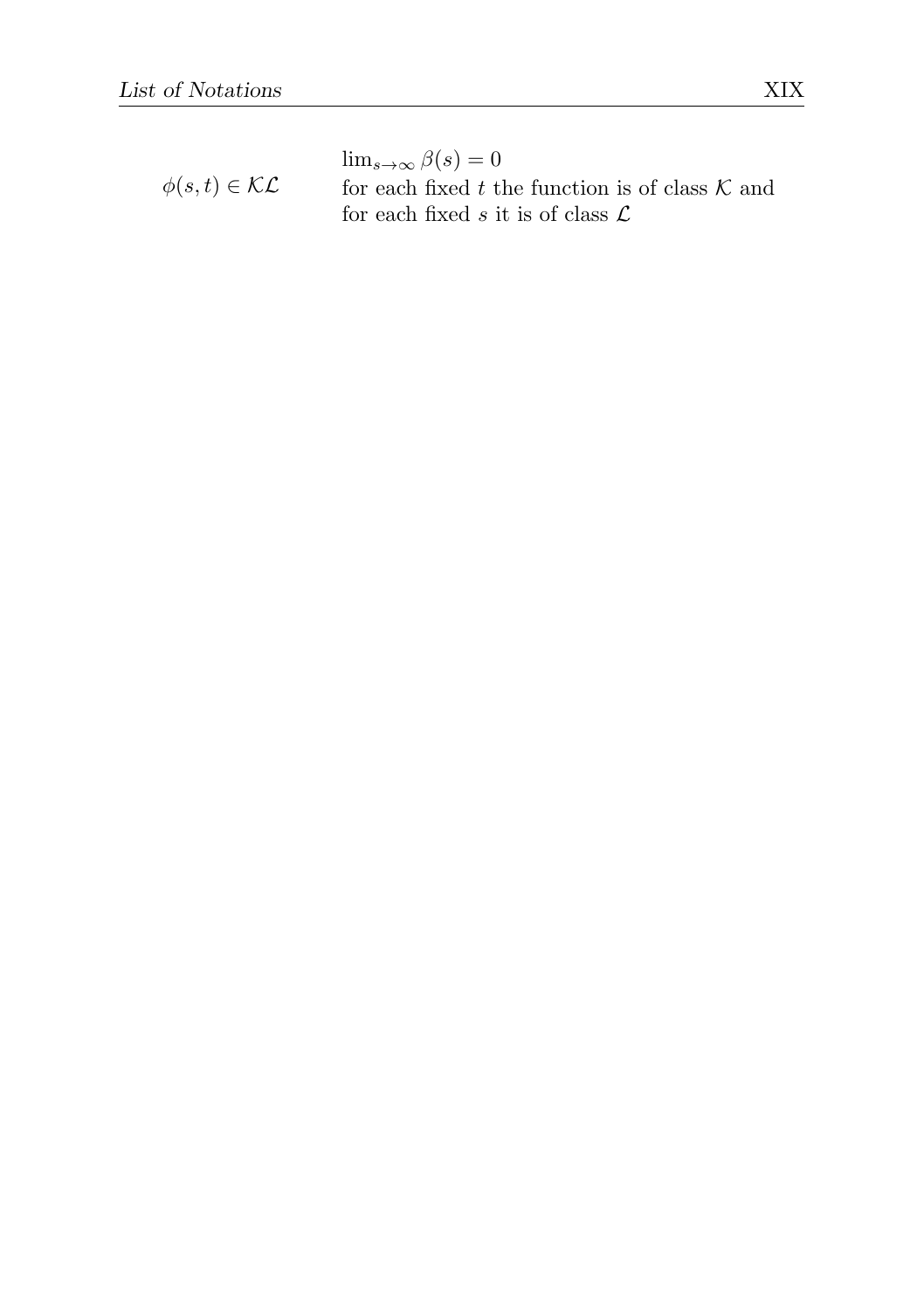| | |
|---|---|
| | $\lim_{s \to \infty} \beta(s) = 0$ |
| $\phi(s,t) \in \mathcal{KL}$ | for each fixed $t$ the function is of class $\mathcal{K}$ and for each fixed $s$ it is of class $\mathcal{L}$ |